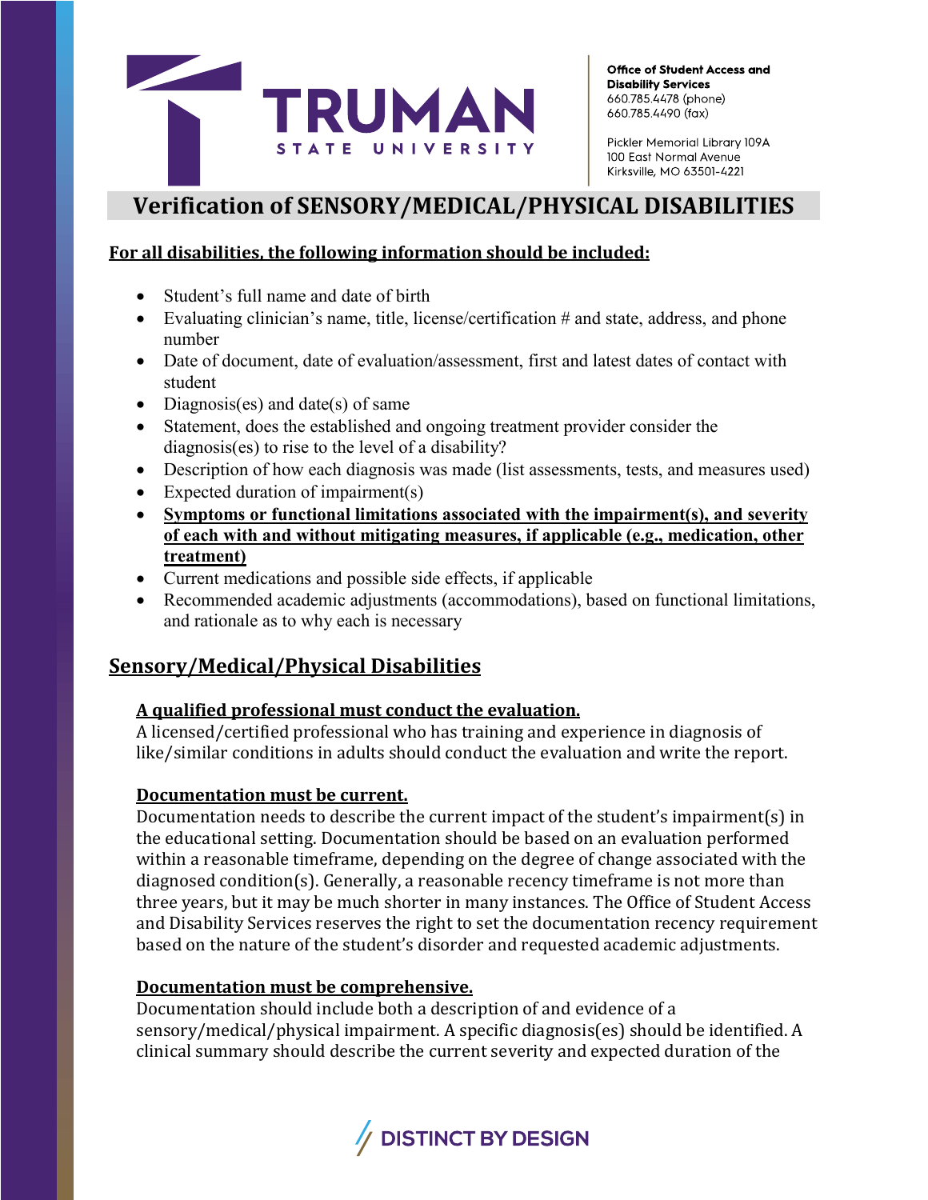**Office of Student Access and Disability Services**
660.785.4478 (phone)
660.785.4490 (fax)

Pickler Memorial Library 109A
100 East Normal Avenue
Kirksville, MO 63501-4221

# Verification of SENSORY/MEDICAL/PHYSICAL DISABILITIES

**For all disabilities, the following information should be included:**

- Student's full name and date of birth
- Evaluating clinician's name, title, license/certification # and state, address, and phone number
- Date of document, date of evaluation/assessment, first and latest dates of contact with student
- Diagnosis(es) and date(s) of same
- Statement, does the established and ongoing treatment provider consider the diagnosis(es) to rise to the level of a disability?
- Description of how each diagnosis was made (list assessments, tests, and measures used)
- Expected duration of impairment(s)
- **Symptoms or functional limitations associated with the impairment(s), and severity of each with and without mitigating measures, if applicable (e.g., medication, other treatment)**
- Current medications and possible side effects, if applicable
- Recommended academic adjustments (accommodations), based on functional limitations, and rationale as to why each is necessary

## Sensory/Medical/Physical Disabilities

### A qualified professional must conduct the evaluation.

A licensed/certified professional who has training and experience in diagnosis of like/similar conditions in adults should conduct the evaluation and write the report.

### Documentation must be current.

Documentation needs to describe the current impact of the student's impairment(s) in the educational setting. Documentation should be based on an evaluation performed within a reasonable timeframe, depending on the degree of change associated with the diagnosed condition(s). Generally, a reasonable recency timeframe is not more than three years, but it may be much shorter in many instances. The Office of Student Access and Disability Services reserves the right to set the documentation recency requirement based on the nature of the student's disorder and requested academic adjustments.

### Documentation must be comprehensive.

Documentation should include both a description of and evidence of a sensory/medical/physical impairment. A specific diagnosis(es) should be identified. A clinical summary should describe the current severity and expected duration of the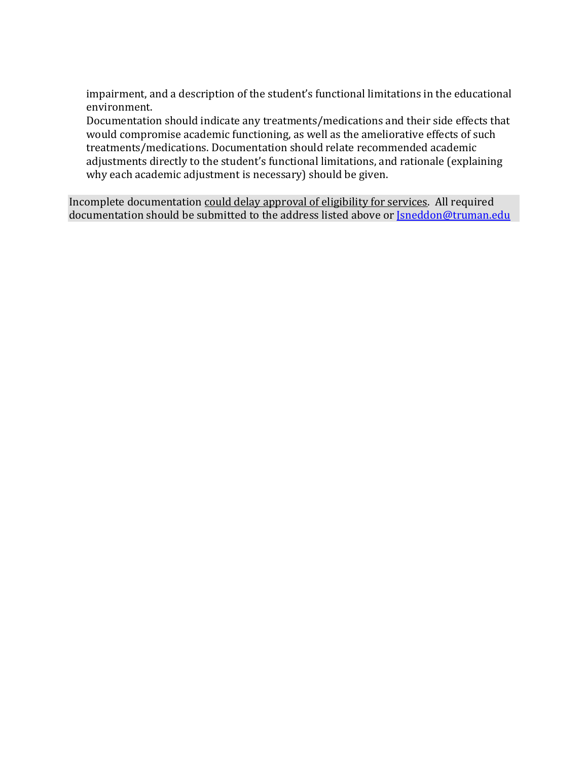impairment, and a description of the student's functional limitations in the educational environment.

Documentation should indicate any treatments/medications and their side effects that would compromise academic functioning, as well as the ameliorative effects of such treatments/medications. Documentation should relate recommended academic adjustments directly to the student's functional limitations, and rationale (explaining why each academic adjustment is necessary) should be given.

Incomplete documentation <u>could delay approval of eligibility for services</u>. All required documentation should be submitted to the address listed above or [Jsneddon@truman.edu](mailto:Jsneddon@truman.edu)